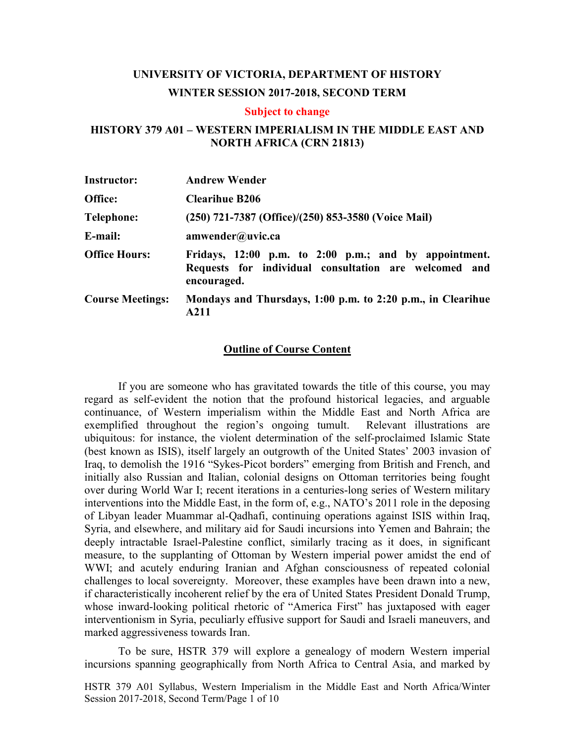# UNIVERSITY OF VICTORIA, DEPARTMENT OF HISTORY

## WINTER SESSION 2017-2018, SECOND TERM

**Subject to change**

## HISTORY 379 A01 – WESTERN IMPERIALISM IN THE MIDDLE EAST AND NORTH AFRICA (CRN 21813)

| | |
|---|---|
| **Instructor:** | **Andrew Wender** |
| **Office:** | **Clearihue B206** |
| **Telephone:** | **(250) 721-7387 (Office)/(250) 853-3580 (Voice Mail)** |
| **E-mail:** | **amwender@uvic.ca** |
| **Office Hours:** | **Fridays, 12:00 p.m. to 2:00 p.m.; and by appointment. Requests for individual consultation are welcomed and encouraged.** |
| **Course Meetings:** | **Mondays and Thursdays, 1:00 p.m. to 2:20 p.m., in Clearihue A211** |

### Outline of Course Content

If you are someone who has gravitated towards the title of this course, you may regard as self-evident the notion that the profound historical legacies, and arguable continuance, of Western imperialism within the Middle East and North Africa are exemplified throughout the region's ongoing tumult. Relevant illustrations are ubiquitous: for instance, the violent determination of the self-proclaimed Islamic State (best known as ISIS), itself largely an outgrowth of the United States' 2003 invasion of Iraq, to demolish the 1916 "Sykes-Picot borders" emerging from British and French, and initially also Russian and Italian, colonial designs on Ottoman territories being fought over during World War I; recent iterations in a centuries-long series of Western military interventions into the Middle East, in the form of, e.g., NATO's 2011 role in the deposing of Libyan leader Muammar al-Qadhafi, continuing operations against ISIS within Iraq, Syria, and elsewhere, and military aid for Saudi incursions into Yemen and Bahrain; the deeply intractable Israel-Palestine conflict, similarly tracing as it does, in significant measure, to the supplanting of Ottoman by Western imperial power amidst the end of WWI; and acutely enduring Iranian and Afghan consciousness of repeated colonial challenges to local sovereignty. Moreover, these examples have been drawn into a new, if characteristically incoherent relief by the era of United States President Donald Trump, whose inward-looking political rhetoric of "America First" has juxtaposed with eager interventionism in Syria, peculiarly effusive support for Saudi and Israeli maneuvers, and marked aggressiveness towards Iran.

To be sure, HSTR 379 will explore a genealogy of modern Western imperial incursions spanning geographically from North Africa to Central Asia, and marked by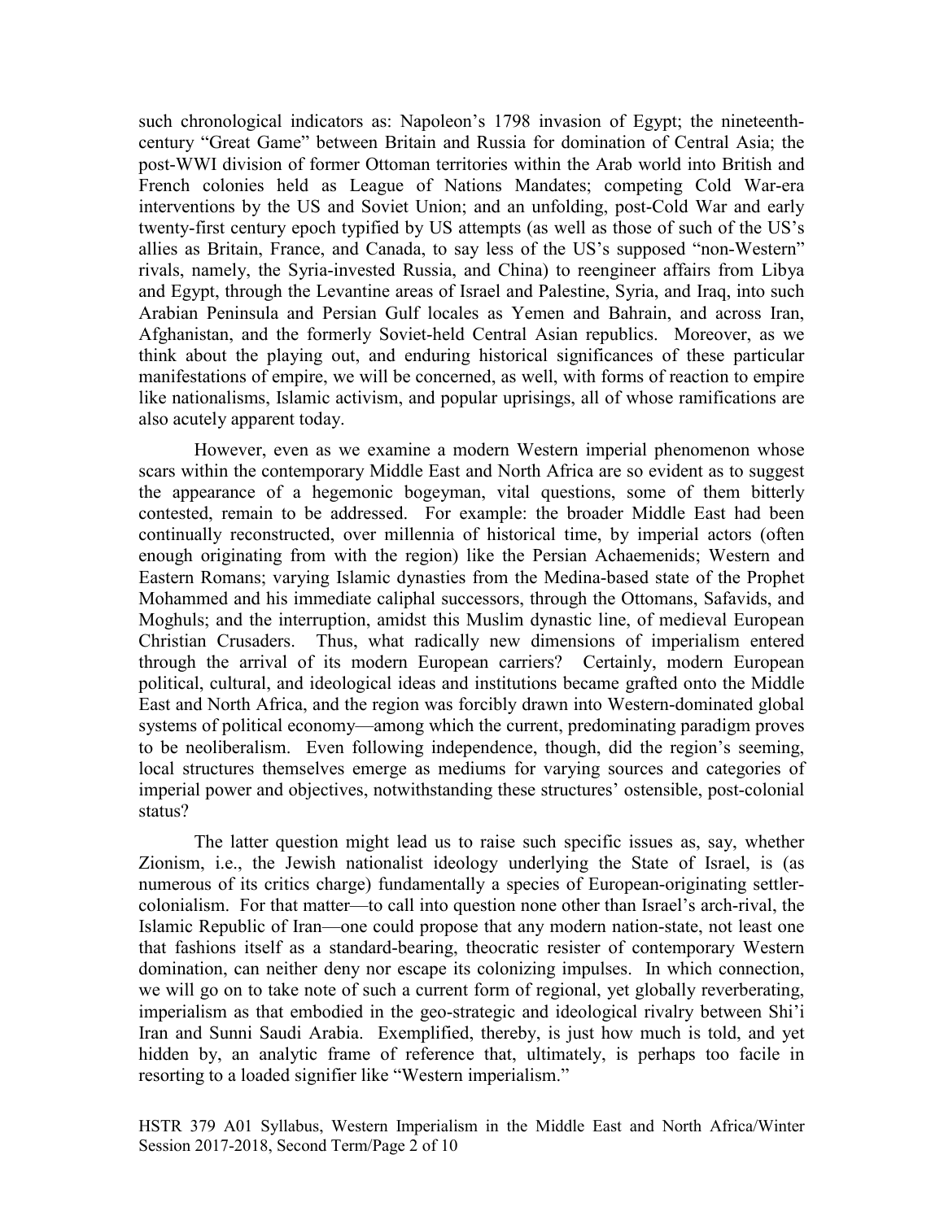such chronological indicators as: Napoleon's 1798 invasion of Egypt; the nineteenth-century "Great Game" between Britain and Russia for domination of Central Asia; the post-WWI division of former Ottoman territories within the Arab world into British and French colonies held as League of Nations Mandates; competing Cold War-era interventions by the US and Soviet Union; and an unfolding, post-Cold War and early twenty-first century epoch typified by US attempts (as well as those of such of the US's allies as Britain, France, and Canada, to say less of the US's supposed "non-Western" rivals, namely, the Syria-invested Russia, and China) to reengineer affairs from Libya and Egypt, through the Levantine areas of Israel and Palestine, Syria, and Iraq, into such Arabian Peninsula and Persian Gulf locales as Yemen and Bahrain, and across Iran, Afghanistan, and the formerly Soviet-held Central Asian republics. Moreover, as we think about the playing out, and enduring historical significances of these particular manifestations of empire, we will be concerned, as well, with forms of reaction to empire like nationalisms, Islamic activism, and popular uprisings, all of whose ramifications are also acutely apparent today.

However, even as we examine a modern Western imperial phenomenon whose scars within the contemporary Middle East and North Africa are so evident as to suggest the appearance of a hegemonic bogeyman, vital questions, some of them bitterly contested, remain to be addressed. For example: the broader Middle East had been continually reconstructed, over millennia of historical time, by imperial actors (often enough originating from with the region) like the Persian Achaemenids; Western and Eastern Romans; varying Islamic dynasties from the Medina-based state of the Prophet Mohammed and his immediate caliphal successors, through the Ottomans, Safavids, and Moghuls; and the interruption, amidst this Muslim dynastic line, of medieval European Christian Crusaders. Thus, what radically new dimensions of imperialism entered through the arrival of its modern European carriers? Certainly, modern European political, cultural, and ideological ideas and institutions became grafted onto the Middle East and North Africa, and the region was forcibly drawn into Western-dominated global systems of political economy—among which the current, predominating paradigm proves to be neoliberalism. Even following independence, though, did the region's seeming, local structures themselves emerge as mediums for varying sources and categories of imperial power and objectives, notwithstanding these structures' ostensible, post-colonial status?

The latter question might lead us to raise such specific issues as, say, whether Zionism, i.e., the Jewish nationalist ideology underlying the State of Israel, is (as numerous of its critics charge) fundamentally a species of European-originating settler-colonialism. For that matter—to call into question none other than Israel's arch-rival, the Islamic Republic of Iran—one could propose that any modern nation-state, not least one that fashions itself as a standard-bearing, theocratic resister of contemporary Western domination, can neither deny nor escape its colonizing impulses. In which connection, we will go on to take note of such a current form of regional, yet globally reverberating, imperialism as that embodied in the geo-strategic and ideological rivalry between Shi'i Iran and Sunni Saudi Arabia. Exemplified, thereby, is just how much is told, and yet hidden by, an analytic frame of reference that, ultimately, is perhaps too facile in resorting to a loaded signifier like "Western imperialism."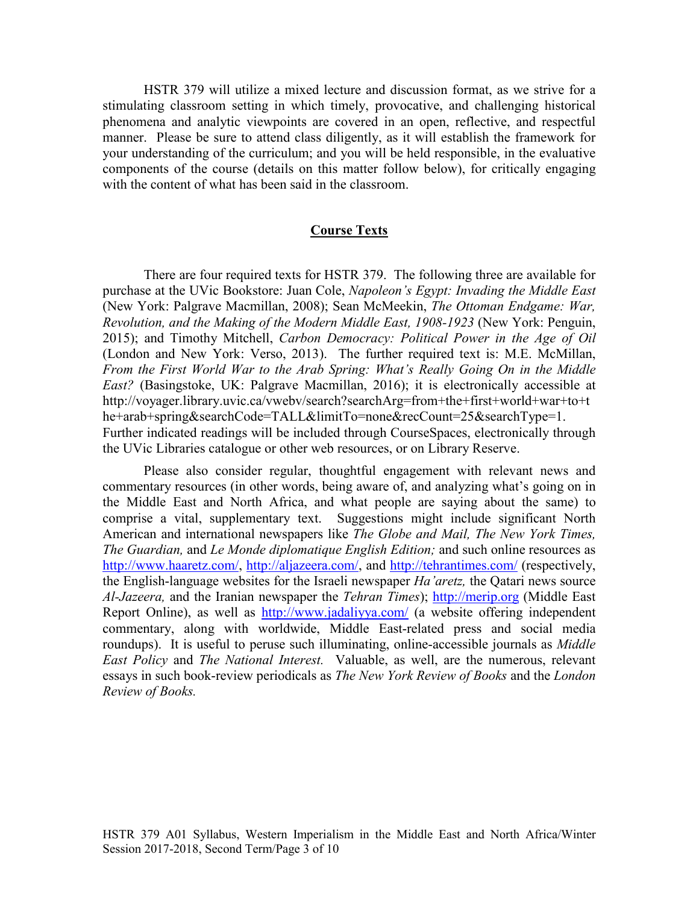HSTR 379 will utilize a mixed lecture and discussion format, as we strive for a stimulating classroom setting in which timely, provocative, and challenging historical phenomena and analytic viewpoints are covered in an open, reflective, and respectful manner. Please be sure to attend class diligently, as it will establish the framework for your understanding of the curriculum; and you will be held responsible, in the evaluative components of the course (details on this matter follow below), for critically engaging with the content of what has been said in the classroom.

## Course Texts

There are four required texts for HSTR 379. The following three are available for purchase at the UVic Bookstore: Juan Cole, *Napoleon's Egypt: Invading the Middle East* (New York: Palgrave Macmillan, 2008); Sean McMeekin, *The Ottoman Endgame: War, Revolution, and the Making of the Modern Middle East, 1908-1923* (New York: Penguin, 2015); and Timothy Mitchell, *Carbon Democracy: Political Power in the Age of Oil* (London and New York: Verso, 2013). The further required text is: M.E. McMillan, *From the First World War to the Arab Spring: What's Really Going On in the Middle East?* (Basingstoke, UK: Palgrave Macmillan, 2016); it is electronically accessible at http://voyager.library.uvic.ca/vwebv/search?searchArg=from+the+first+world+war+to+the+arab+spring&searchCode=TALL&limitTo=none&recCount=25&searchType=1. Further indicated readings will be included through CourseSpaces, electronically through the UVic Libraries catalogue or other web resources, or on Library Reserve.

Please also consider regular, thoughtful engagement with relevant news and commentary resources (in other words, being aware of, and analyzing what's going on in the Middle East and North Africa, and what people are saying about the same) to comprise a vital, supplementary text. Suggestions might include significant North American and international newspapers like *The Globe and Mail, The New York Times, The Guardian,* and *Le Monde diplomatique English Edition;* and such online resources as http://www.haaretz.com/, http://aljazeera.com/, and http://tehrantimes.com/ (respectively, the English-language websites for the Israeli newspaper *Ha'aretz,* the Qatari news source *Al-Jazeera,* and the Iranian newspaper the *Tehran Times*); http://merip.org (Middle East Report Online), as well as http://www.jadaliyya.com/ (a website offering independent commentary, along with worldwide, Middle East-related press and social media roundups). It is useful to peruse such illuminating, online-accessible journals as *Middle East Policy* and *The National Interest.* Valuable, as well, are the numerous, relevant essays in such book-review periodicals as *The New York Review of Books* and the *London Review of Books.*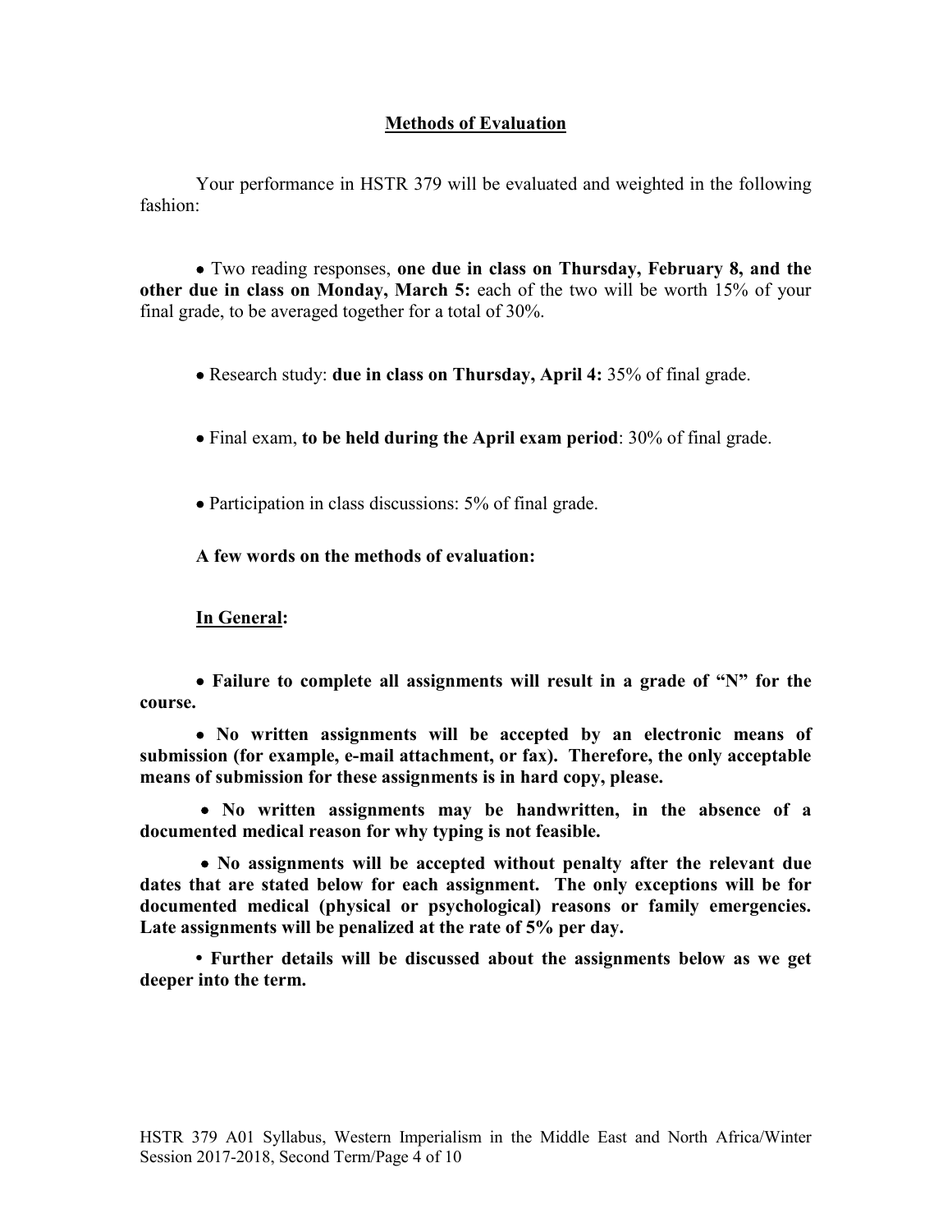## Methods of Evaluation

Your performance in HSTR 379 will be evaluated and weighted in the following fashion:

- Two reading responses, **one due in class on Thursday, February 8, and the other due in class on Monday, March 5:** each of the two will be worth 15% of your final grade, to be averaged together for a total of 30%.
- Research study: **due in class on Thursday, April 4:** 35% of final grade.
- Final exam, **to be held during the April exam period**: 30% of final grade.
- Participation in class discussions: 5% of final grade.

**A few words on the methods of evaluation:**

**In General:**

- **Failure to complete all assignments will result in a grade of "N" for the course.**
- **No written assignments will be accepted by an electronic means of submission (for example, e-mail attachment, or fax). Therefore, the only acceptable means of submission for these assignments is in hard copy, please.**
- **No written assignments may be handwritten, in the absence of a documented medical reason for why typing is not feasible.**
- **No assignments will be accepted without penalty after the relevant due dates that are stated below for each assignment. The only exceptions will be for documented medical (physical or psychological) reasons or family emergencies. Late assignments will be penalized at the rate of 5% per day.**
- **Further details will be discussed about the assignments below as we get deeper into the term.**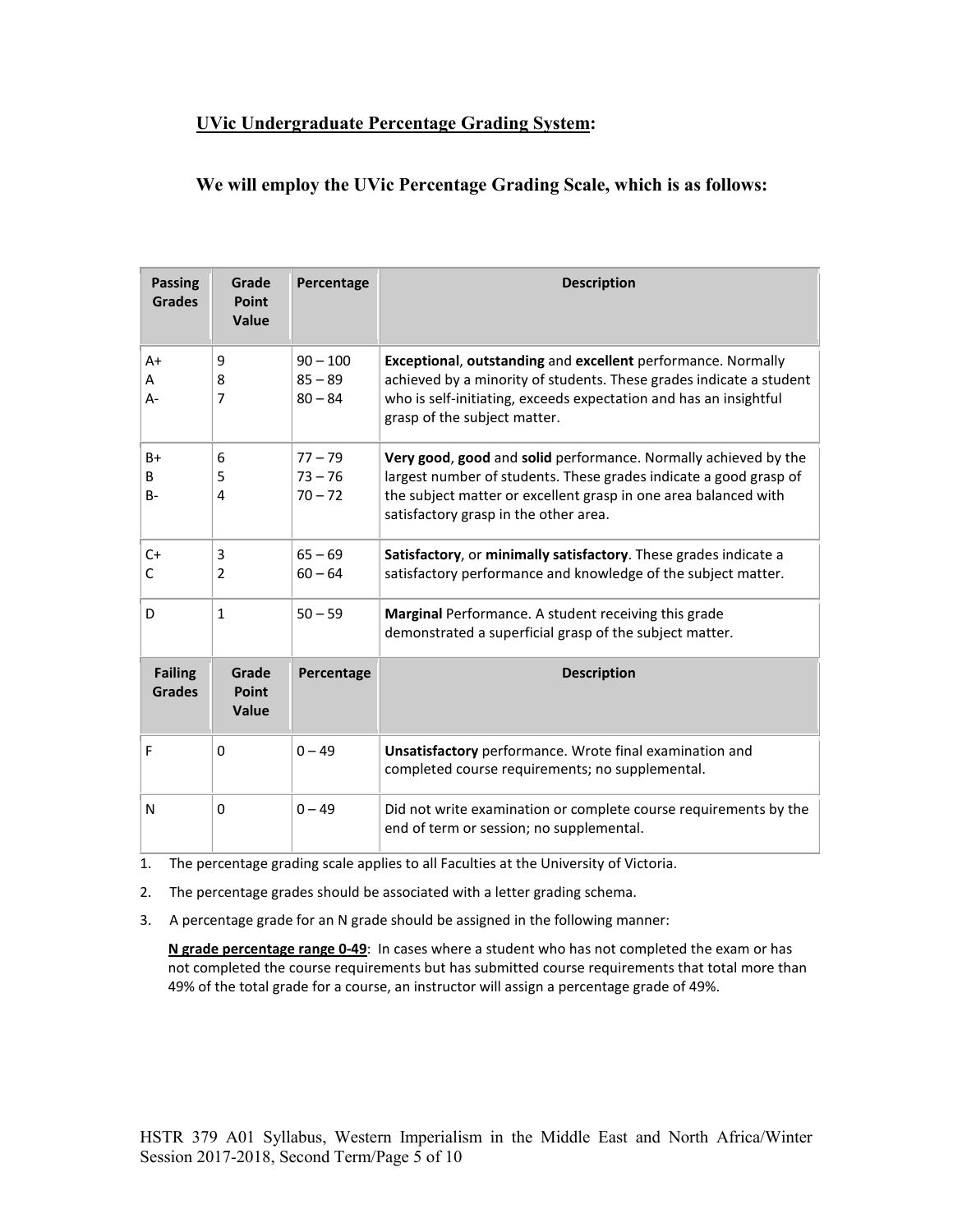## UVic Undergraduate Percentage Grading System:

### We will employ the UVic Percentage Grading Scale, which is as follows:

| Passing Grades | Grade Point Value | Percentage | Description |
|---|---|---|---|
| A+<br>A<br>A- | 9<br>8<br>7 | 90 – 100<br>85 – 89<br>80 – 84 | **Exceptional**, **outstanding** and **excellent** performance. Normally achieved by a minority of students. These grades indicate a student who is self-initiating, exceeds expectation and has an insightful grasp of the subject matter. |
| B+<br>B<br>B- | 6<br>5<br>4 | 77 – 79<br>73 – 76<br>70 – 72 | **Very good**, **good** and **solid** performance. Normally achieved by the largest number of students. These grades indicate a good grasp of the subject matter or excellent grasp in one area balanced with satisfactory grasp in the other area. |
| C+<br>C | 3<br>2 | 65 – 69<br>60 – 64 | **Satisfactory**, or **minimally satisfactory**. These grades indicate a satisfactory performance and knowledge of the subject matter. |
| D | 1 | 50 – 59 | **Marginal** Performance. A student receiving this grade demonstrated a superficial grasp of the subject matter. |
| **Failing Grades** | **Grade Point Value** | **Percentage** | **Description** |
| F | 0 | 0 – 49 | **Unsatisfactory** performance. Wrote final examination and completed course requirements; no supplemental. |
| N | 0 | 0 – 49 | Did not write examination or complete course requirements by the end of term or session; no supplemental. |

1. The percentage grading scale applies to all Faculties at the University of Victoria.
2. The percentage grades should be associated with a letter grading schema.
3. A percentage grade for an N grade should be assigned in the following manner:

   **N grade percentage range 0-49**: In cases where a student who has not completed the exam or has not completed the course requirements but has submitted course requirements that total more than 49% of the total grade for a course, an instructor will assign a percentage grade of 49%.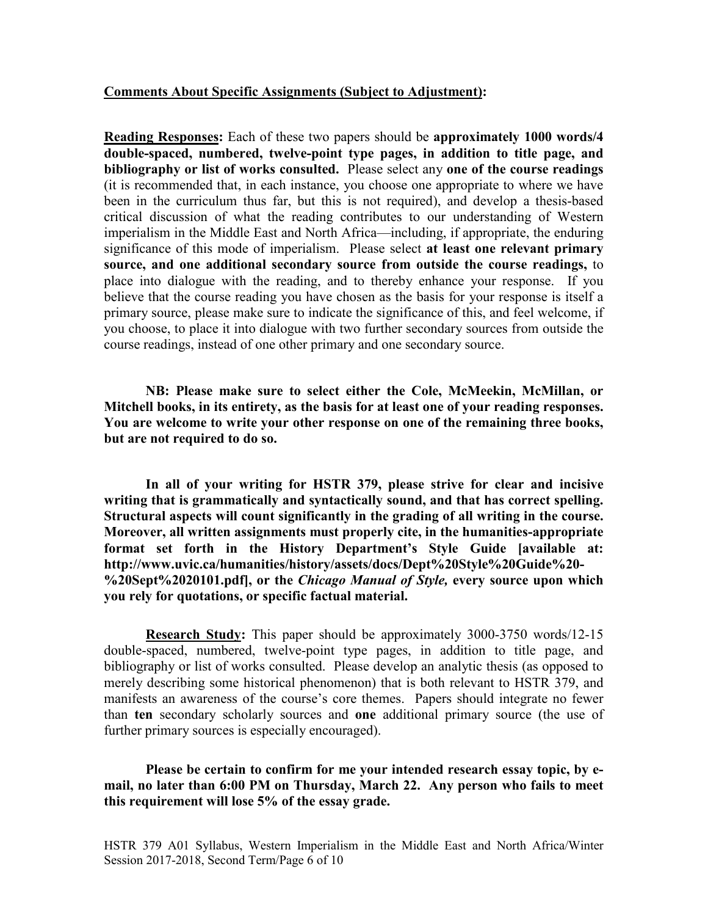**<u>Comments About Specific Assignments (Subject to Adjustment)</u>:**

**<u>Reading Responses</u>:** Each of these two papers should be **approximately 1000 words/4 double-spaced, numbered, twelve-point type pages, in addition to title page, and bibliography or list of works consulted.** Please select any **one of the course readings** (it is recommended that, in each instance, you choose one appropriate to where we have been in the curriculum thus far, but this is not required), and develop a thesis-based critical discussion of what the reading contributes to our understanding of Western imperialism in the Middle East and North Africa—including, if appropriate, the enduring significance of this mode of imperialism. Please select **at least one relevant primary source, and one additional secondary source from outside the course readings,** to place into dialogue with the reading, and to thereby enhance your response. If you believe that the course reading you have chosen as the basis for your response is itself a primary source, please make sure to indicate the significance of this, and feel welcome, if you choose, to place it into dialogue with two further secondary sources from outside the course readings, instead of one other primary and one secondary source.

**NB: Please make sure to select either the Cole, McMeekin, McMillan, or Mitchell books, in its entirety, as the basis for at least one of your reading responses. You are welcome to write your other response on one of the remaining three books, but are not required to do so.**

**In all of your writing for HSTR 379, please strive for clear and incisive writing that is grammatically and syntactically sound, and that has correct spelling. Structural aspects will count significantly in the grading of all writing in the course. Moreover, all written assignments must properly cite, in the humanities-appropriate format set forth in the History Department's Style Guide [available at: http://www.uvic.ca/humanities/history/assets/docs/Dept%20Style%20Guide%20-%20Sept%2020101.pdf], or the *Chicago Manual of Style,* every source upon which you rely for quotations, or specific factual material.**

**<u>Research Study</u>:** This paper should be approximately 3000-3750 words/12-15 double-spaced, numbered, twelve-point type pages, in addition to title page, and bibliography or list of works consulted. Please develop an analytic thesis (as opposed to merely describing some historical phenomenon) that is both relevant to HSTR 379, and manifests an awareness of the course's core themes. Papers should integrate no fewer than **ten** secondary scholarly sources and **one** additional primary source (the use of further primary sources is especially encouraged).

**Please be certain to confirm for me your intended research essay topic, by e-mail, no later than 6:00 PM on Thursday, March 22. Any person who fails to meet this requirement will lose 5% of the essay grade.**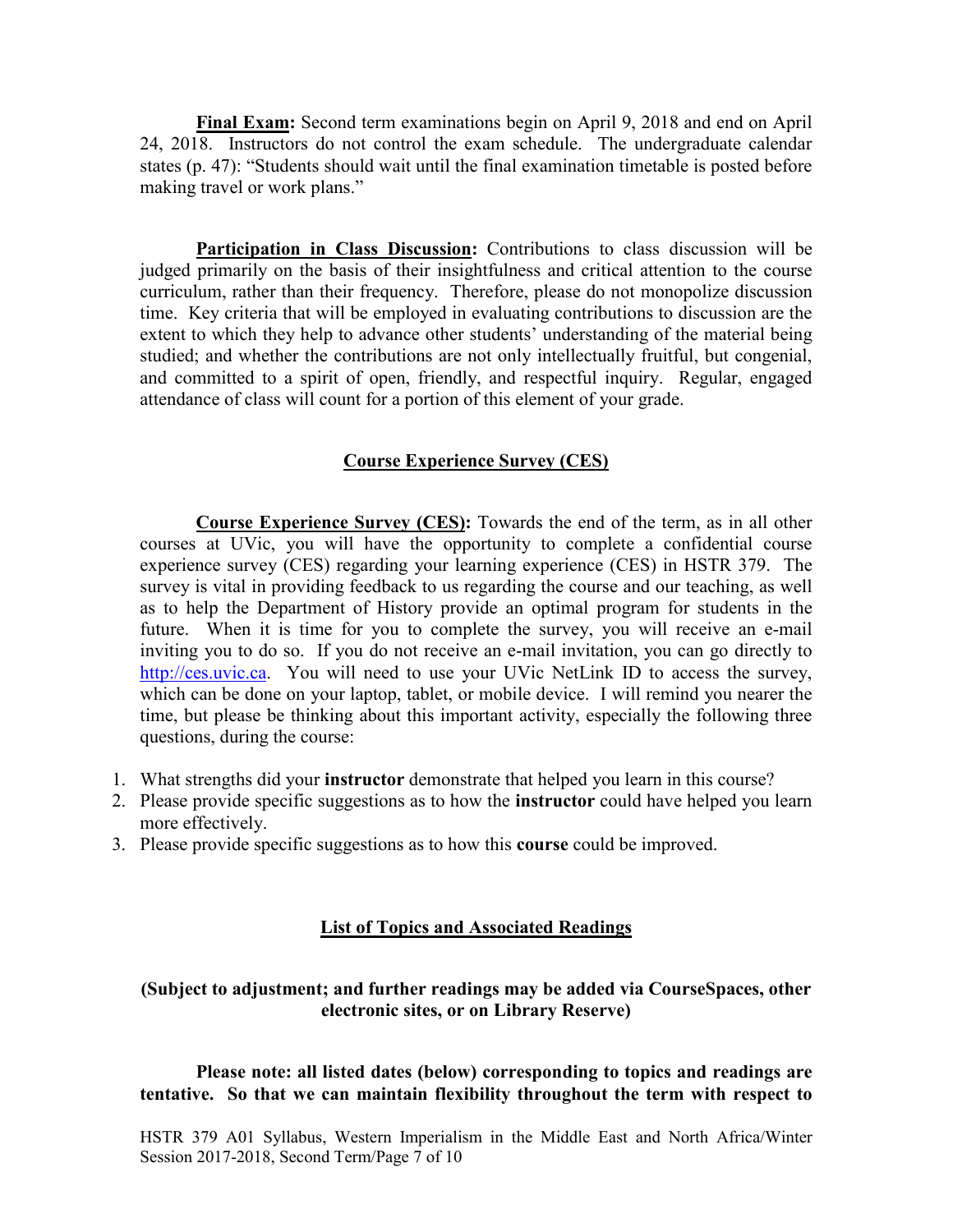**Final Exam:** Second term examinations begin on April 9, 2018 and end on April 24, 2018. Instructors do not control the exam schedule. The undergraduate calendar states (p. 47): "Students should wait until the final examination timetable is posted before making travel or work plans."

**Participation in Class Discussion:** Contributions to class discussion will be judged primarily on the basis of their insightfulness and critical attention to the course curriculum, rather than their frequency. Therefore, please do not monopolize discussion time. Key criteria that will be employed in evaluating contributions to discussion are the extent to which they help to advance other students' understanding of the material being studied; and whether the contributions are not only intellectually fruitful, but congenial, and committed to a spirit of open, friendly, and respectful inquiry. Regular, engaged attendance of class will count for a portion of this element of your grade.

## Course Experience Survey (CES)

**Course Experience Survey (CES):** Towards the end of the term, as in all other courses at UVic, you will have the opportunity to complete a confidential course experience survey (CES) regarding your learning experience (CES) in HSTR 379. The survey is vital in providing feedback to us regarding the course and our teaching, as well as to help the Department of History provide an optimal program for students in the future. When it is time for you to complete the survey, you will receive an e-mail inviting you to do so. If you do not receive an e-mail invitation, you can go directly to http://ces.uvic.ca. You will need to use your UVic NetLink ID to access the survey, which can be done on your laptop, tablet, or mobile device. I will remind you nearer the time, but please be thinking about this important activity, especially the following three questions, during the course:

1. What strengths did your **instructor** demonstrate that helped you learn in this course?
2. Please provide specific suggestions as to how the **instructor** could have helped you learn more effectively.
3. Please provide specific suggestions as to how this **course** could be improved.

## List of Topics and Associated Readings

**(Subject to adjustment; and further readings may be added via CourseSpaces, other electronic sites, or on Library Reserve)**

**Please note: all listed dates (below) corresponding to topics and readings are tentative. So that we can maintain flexibility throughout the term with respect to**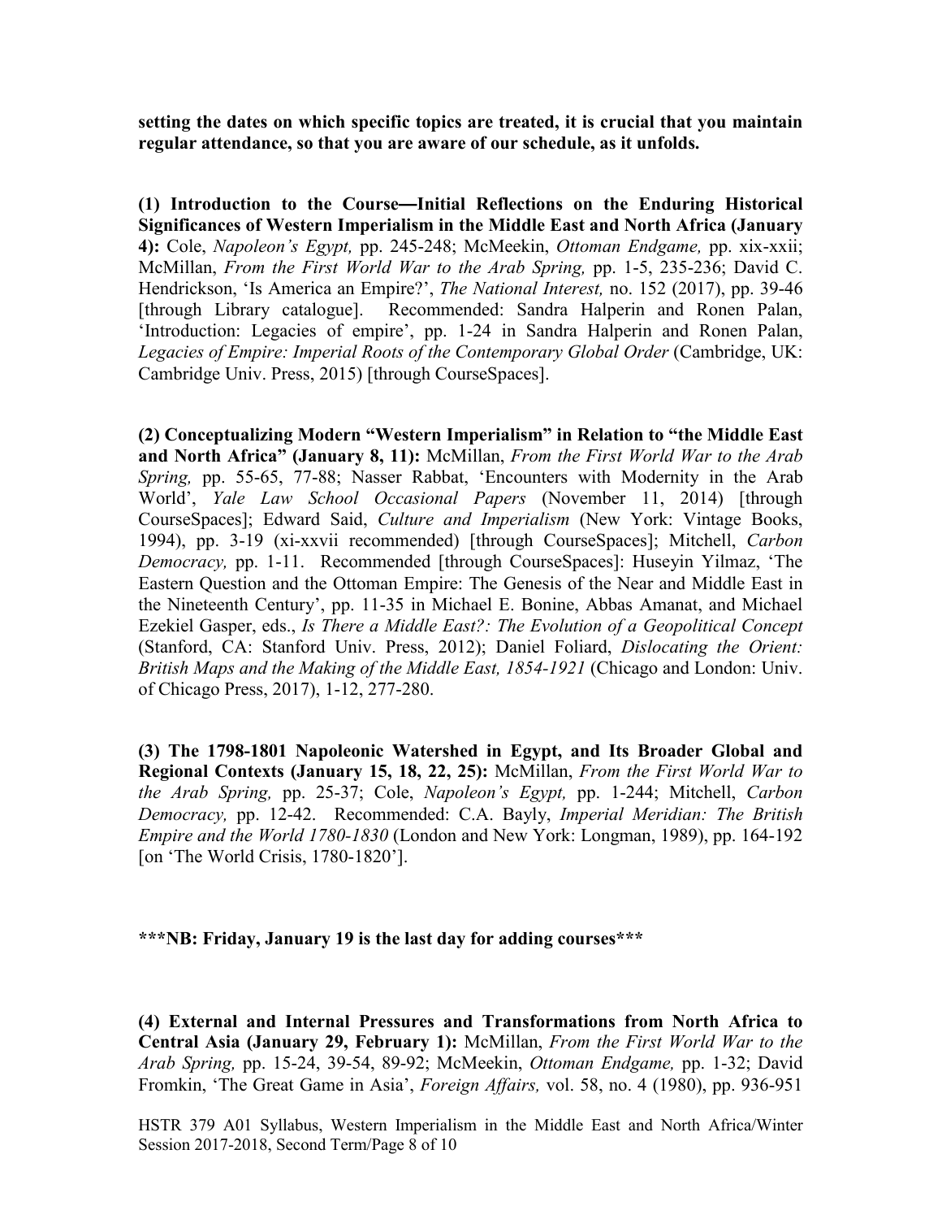**setting the dates on which specific topics are treated, it is crucial that you maintain regular attendance, so that you are aware of our schedule, as it unfolds.**

**(1) Introduction to the Course―Initial Reflections on the Enduring Historical Significances of Western Imperialism in the Middle East and North Africa (January 4):** Cole, *Napoleon's Egypt,* pp. 245-248; McMeekin, *Ottoman Endgame,* pp. xix-xxii; McMillan, *From the First World War to the Arab Spring,* pp. 1-5, 235-236; David C. Hendrickson, 'Is America an Empire?', *The National Interest,* no. 152 (2017), pp. 39-46 [through Library catalogue]. Recommended: Sandra Halperin and Ronen Palan, 'Introduction: Legacies of empire', pp. 1-24 in Sandra Halperin and Ronen Palan, *Legacies of Empire: Imperial Roots of the Contemporary Global Order* (Cambridge, UK: Cambridge Univ. Press, 2015) [through CourseSpaces].

**(2) Conceptualizing Modern "Western Imperialism" in Relation to "the Middle East and North Africa" (January 8, 11):** McMillan, *From the First World War to the Arab Spring,* pp. 55-65, 77-88; Nasser Rabbat, 'Encounters with Modernity in the Arab World', *Yale Law School Occasional Papers* (November 11, 2014) [through CourseSpaces]; Edward Said, *Culture and Imperialism* (New York: Vintage Books, 1994), pp. 3-19 (xi-xxvii recommended) [through CourseSpaces]; Mitchell, *Carbon Democracy,* pp. 1-11. Recommended [through CourseSpaces]: Huseyin Yilmaz, 'The Eastern Question and the Ottoman Empire: The Genesis of the Near and Middle East in the Nineteenth Century', pp. 11-35 in Michael E. Bonine, Abbas Amanat, and Michael Ezekiel Gasper, eds., *Is There a Middle East?: The Evolution of a Geopolitical Concept* (Stanford, CA: Stanford Univ. Press, 2012); Daniel Foliard, *Dislocating the Orient: British Maps and the Making of the Middle East, 1854-1921* (Chicago and London: Univ. of Chicago Press, 2017), 1-12, 277-280.

**(3) The 1798-1801 Napoleonic Watershed in Egypt, and Its Broader Global and Regional Contexts (January 15, 18, 22, 25):** McMillan, *From the First World War to the Arab Spring,* pp. 25-37; Cole, *Napoleon's Egypt,* pp. 1-244; Mitchell, *Carbon Democracy,* pp. 12-42. Recommended: C.A. Bayly, *Imperial Meridian: The British Empire and the World 1780-1830* (London and New York: Longman, 1989), pp. 164-192 [on 'The World Crisis, 1780-1820'].

**\*\*\*NB: Friday, January 19 is the last day for adding courses\*\*\***

**(4) External and Internal Pressures and Transformations from North Africa to Central Asia (January 29, February 1):** McMillan, *From the First World War to the Arab Spring,* pp. 15-24, 39-54, 89-92; McMeekin, *Ottoman Endgame,* pp. 1-32; David Fromkin, 'The Great Game in Asia', *Foreign Affairs,* vol. 58, no. 4 (1980), pp. 936-951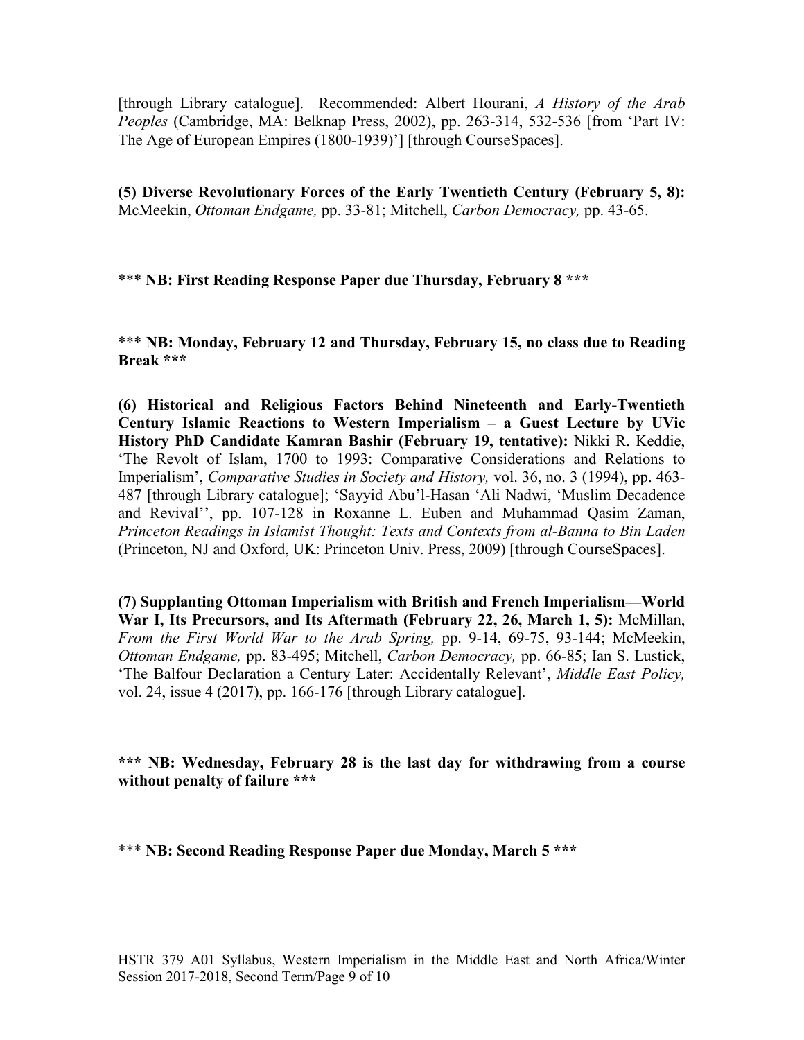[through Library catalogue]. Recommended: Albert Hourani, *A History of the Arab Peoples* (Cambridge, MA: Belknap Press, 2002), pp. 263-314, 532-536 [from 'Part IV: The Age of European Empires (1800-1939)'] [through CourseSpaces].

**(5) Diverse Revolutionary Forces of the Early Twentieth Century (February 5, 8):** McMeekin, *Ottoman Endgame,* pp. 33-81; Mitchell, *Carbon Democracy,* pp. 43-65.

*** **NB: First Reading Response Paper due Thursday, February 8 *****

*** **NB: Monday, February 12 and Thursday, February 15, no class due to Reading Break *****

**(6) Historical and Religious Factors Behind Nineteenth and Early-Twentieth Century Islamic Reactions to Western Imperialism – a Guest Lecture by UVic History PhD Candidate Kamran Bashir (February 19, tentative):** Nikki R. Keddie, 'The Revolt of Islam, 1700 to 1993: Comparative Considerations and Relations to Imperialism', *Comparative Studies in Society and History,* vol. 36, no. 3 (1994), pp. 463-487 [through Library catalogue]; 'Sayyid Abu'l-Hasan 'Ali Nadwi, 'Muslim Decadence and Revival'', pp. 107-128 in Roxanne L. Euben and Muhammad Qasim Zaman, *Princeton Readings in Islamist Thought: Texts and Contexts from al-Banna to Bin Laden* (Princeton, NJ and Oxford, UK: Princeton Univ. Press, 2009) [through CourseSpaces].

**(7) Supplanting Ottoman Imperialism with British and French Imperialism—World War I, Its Precursors, and Its Aftermath (February 22, 26, March 1, 5):** McMillan, *From the First World War to the Arab Spring,* pp. 9-14, 69-75, 93-144; McMeekin, *Ottoman Endgame,* pp. 83-495; Mitchell, *Carbon Democracy,* pp. 66-85; Ian S. Lustick, 'The Balfour Declaration a Century Later: Accidentally Relevant', *Middle East Policy,* vol. 24, issue 4 (2017), pp. 166-176 [through Library catalogue].

**\*\*\* NB: Wednesday, February 28 is the last day for withdrawing from a course without penalty of failure \*\*\***

*** **NB: Second Reading Response Paper due Monday, March 5 *****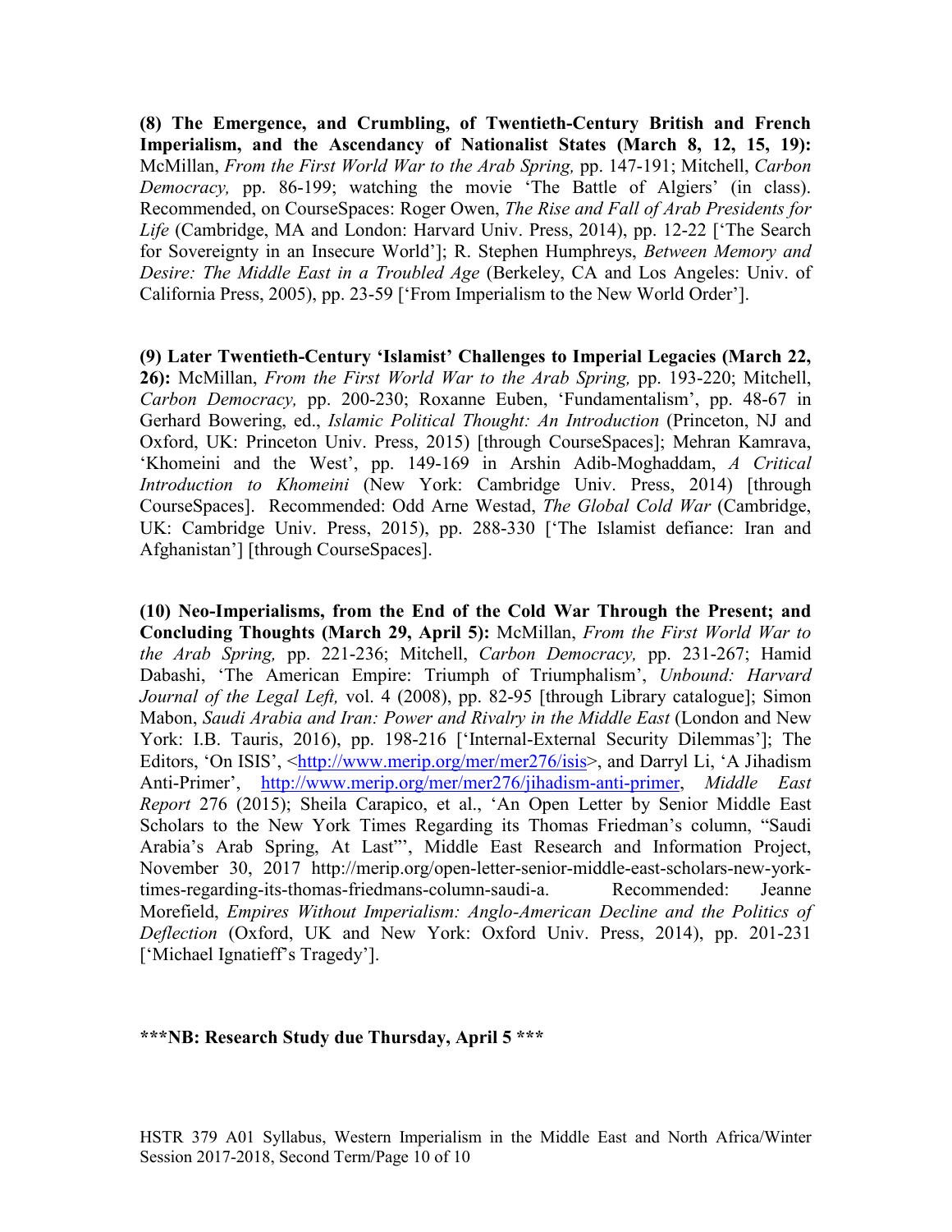**(8) The Emergence, and Crumbling, of Twentieth-Century British and French Imperialism, and the Ascendancy of Nationalist States (March 8, 12, 15, 19):** McMillan, *From the First World War to the Arab Spring,* pp. 147-191; Mitchell, *Carbon Democracy,* pp. 86-199; watching the movie 'The Battle of Algiers' (in class). Recommended, on CourseSpaces: Roger Owen, *The Rise and Fall of Arab Presidents for Life* (Cambridge, MA and London: Harvard Univ. Press, 2014), pp. 12-22 ['The Search for Sovereignty in an Insecure World']; R. Stephen Humphreys, *Between Memory and Desire: The Middle East in a Troubled Age* (Berkeley, CA and Los Angeles: Univ. of California Press, 2005), pp. 23-59 ['From Imperialism to the New World Order'].

**(9) Later Twentieth-Century 'Islamist' Challenges to Imperial Legacies (March 22, 26):** McMillan, *From the First World War to the Arab Spring,* pp. 193-220; Mitchell, *Carbon Democracy,* pp. 200-230; Roxanne Euben, 'Fundamentalism', pp. 48-67 in Gerhard Bowering, ed., *Islamic Political Thought: An Introduction* (Princeton, NJ and Oxford, UK: Princeton Univ. Press, 2015) [through CourseSpaces]; Mehran Kamrava, 'Khomeini and the West', pp. 149-169 in Arshin Adib-Moghaddam, *A Critical Introduction to Khomeini* (New York: Cambridge Univ. Press, 2014) [through CourseSpaces]. Recommended: Odd Arne Westad, *The Global Cold War* (Cambridge, UK: Cambridge Univ. Press, 2015), pp. 288-330 ['The Islamist defiance: Iran and Afghanistan'] [through CourseSpaces].

**(10) Neo-Imperialisms, from the End of the Cold War Through the Present; and Concluding Thoughts (March 29, April 5):** McMillan, *From the First World War to the Arab Spring,* pp. 221-236; Mitchell, *Carbon Democracy,* pp. 231-267; Hamid Dabashi, 'The American Empire: Triumph of Triumphalism', *Unbound: Harvard Journal of the Legal Left,* vol. 4 (2008), pp. 82-95 [through Library catalogue]; Simon Mabon, *Saudi Arabia and Iran: Power and Rivalry in the Middle East* (London and New York: I.B. Tauris, 2016), pp. 198-216 ['Internal-External Security Dilemmas']; The Editors, 'On ISIS', <http://www.merip.org/mer/mer276/isis>, and Darryl Li, 'A Jihadism Anti-Primer', http://www.merip.org/mer/mer276/jihadism-anti-primer, *Middle East Report* 276 (2015); Sheila Carapico, et al., 'An Open Letter by Senior Middle East Scholars to the New York Times Regarding its Thomas Friedman's column, "Saudi Arabia's Arab Spring, At Last"', Middle East Research and Information Project, November 30, 2017 http://merip.org/open-letter-senior-middle-east-scholars-new-york-times-regarding-its-thomas-friedmans-column-saudi-a. Recommended: Jeanne Morefield, *Empires Without Imperialism: Anglo-American Decline and the Politics of Deflection* (Oxford, UK and New York: Oxford Univ. Press, 2014), pp. 201-231 ['Michael Ignatieff's Tragedy'].

**\*\*\*NB: Research Study due Thursday, April 5 \*\*\***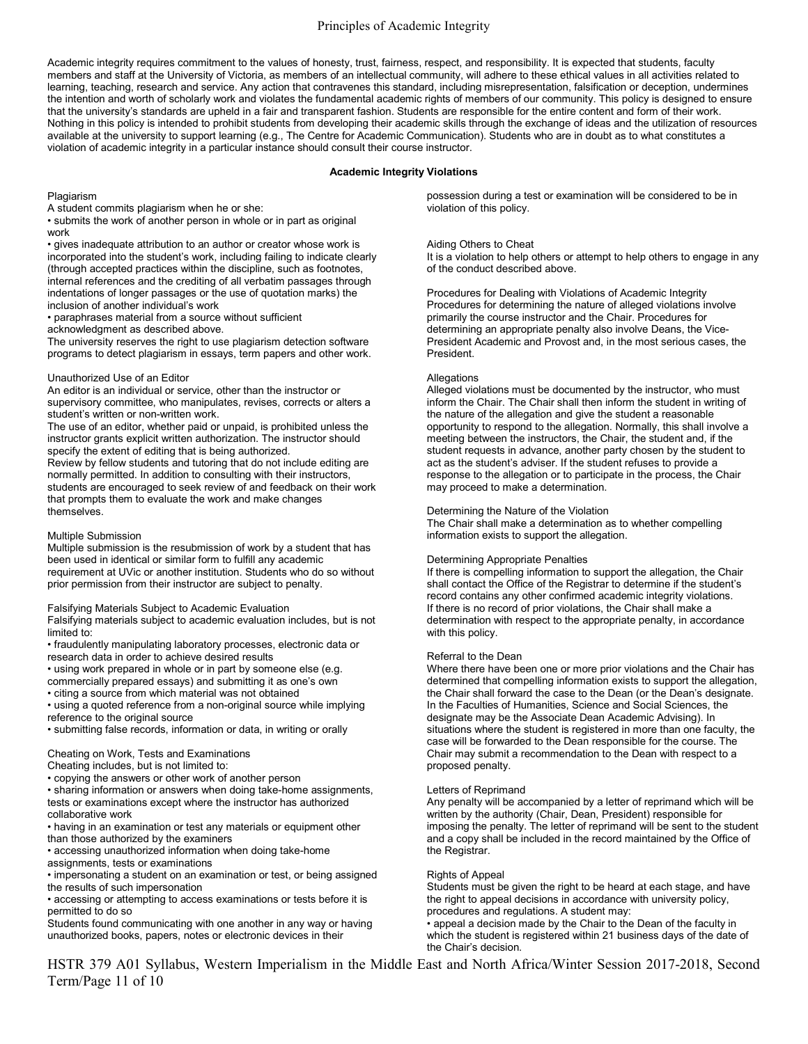# Principles of Academic Integrity

Academic integrity requires commitment to the values of honesty, trust, fairness, respect, and responsibility. It is expected that students, faculty members and staff at the University of Victoria, as members of an intellectual community, will adhere to these ethical values in all activities related to learning, teaching, research and service. Any action that contravenes this standard, including misrepresentation, falsification or deception, undermines the intention and worth of scholarly work and violates the fundamental academic rights of members of our community. This policy is designed to ensure that the university's standards are upheld in a fair and transparent fashion. Students are responsible for the entire content and form of their work. Nothing in this policy is intended to prohibit students from developing their academic skills through the exchange of ideas and the utilization of resources available at the university to support learning (e.g., The Centre for Academic Communication). Students who are in doubt as to what constitutes a violation of academic integrity in a particular instance should consult their course instructor.

**Academic Integrity Violations**

Plagiarism

A student commits plagiarism when he or she:

- submits the work of another person in whole or in part as original work
- gives inadequate attribution to an author or creator whose work is incorporated into the student's work, including failing to indicate clearly (through accepted practices within the discipline, such as footnotes, internal references and the crediting of all verbatim passages through indentations of longer passages or the use of quotation marks) the inclusion of another individual's work
- paraphrases material from a source without sufficient acknowledgment as described above.

The university reserves the right to use plagiarism detection software programs to detect plagiarism in essays, term papers and other work.

Unauthorized Use of an Editor

An editor is an individual or service, other than the instructor or supervisory committee, who manipulates, revises, corrects or alters a student's written or non-written work.

The use of an editor, whether paid or unpaid, is prohibited unless the instructor grants explicit written authorization. The instructor should specify the extent of editing that is being authorized.

Review by fellow students and tutoring that do not include editing are normally permitted. In addition to consulting with their instructors, students are encouraged to seek review of and feedback on their work that prompts them to evaluate the work and make changes themselves.

Multiple Submission

Multiple submission is the resubmission of work by a student that has been used in identical or similar form to fulfill any academic requirement at UVic or another institution. Students who do so without prior permission from their instructor are subject to penalty.

Falsifying Materials Subject to Academic Evaluation

Falsifying materials subject to academic evaluation includes, but is not limited to:

- fraudulently manipulating laboratory processes, electronic data or research data in order to achieve desired results
- using work prepared in whole or in part by someone else (e.g. commercially prepared essays) and submitting it as one's own
- citing a source from which material was not obtained
- using a quoted reference from a non-original source while implying reference to the original source
- submitting false records, information or data, in writing or orally

Cheating on Work, Tests and Examinations

Cheating includes, but is not limited to:

- copying the answers or other work of another person
- sharing information or answers when doing take-home assignments, tests or examinations except where the instructor has authorized collaborative work
- having in an examination or test any materials or equipment other than those authorized by the examiners
- accessing unauthorized information when doing take-home assignments, tests or examinations
- impersonating a student on an examination or test, or being assigned the results of such impersonation
- accessing or attempting to access examinations or tests before it is permitted to do so

Students found communicating with one another in any way or having unauthorized books, papers, notes or electronic devices in their possession during a test or examination will be considered to be in violation of this policy.

Aiding Others to Cheat

It is a violation to help others or attempt to help others to engage in any of the conduct described above.

Procedures for Dealing with Violations of Academic Integrity

Procedures for determining the nature of alleged violations involve primarily the course instructor and the Chair. Procedures for determining an appropriate penalty also involve Deans, the Vice-President Academic and Provost and, in the most serious cases, the President.

Allegations

Alleged violations must be documented by the instructor, who must inform the Chair. The Chair shall then inform the student in writing of the nature of the allegation and give the student a reasonable opportunity to respond to the allegation. Normally, this shall involve a meeting between the instructors, the Chair, the student and, if the student requests in advance, another party chosen by the student to act as the student's adviser. If the student refuses to provide a response to the allegation or to participate in the process, the Chair may proceed to make a determination.

Determining the Nature of the Violation

The Chair shall make a determination as to whether compelling information exists to support the allegation.

Determining Appropriate Penalties

If there is compelling information to support the allegation, the Chair shall contact the Office of the Registrar to determine if the student's record contains any other confirmed academic integrity violations. If there is no record of prior violations, the Chair shall make a determination with respect to the appropriate penalty, in accordance with this policy.

Referral to the Dean

Where there have been one or more prior violations and the Chair has determined that compelling information exists to support the allegation, the Chair shall forward the case to the Dean (or the Dean's designate. In the Faculties of Humanities, Science and Social Sciences, the designate may be the Associate Dean Academic Advising). In situations where the student is registered in more than one faculty, the case will be forwarded to the Dean responsible for the course. The Chair may submit a recommendation to the Dean with respect to a proposed penalty.

Letters of Reprimand

Any penalty will be accompanied by a letter of reprimand which will be written by the authority (Chair, Dean, President) responsible for imposing the penalty. The letter of reprimand will be sent to the student and a copy shall be included in the record maintained by the Office of the Registrar.

Rights of Appeal

Students must be given the right to be heard at each stage, and have the right to appeal decisions in accordance with university policy, procedures and regulations. A student may:

- appeal a decision made by the Chair to the Dean of the faculty in which the student is registered within 21 business days of the date of the Chair's decision.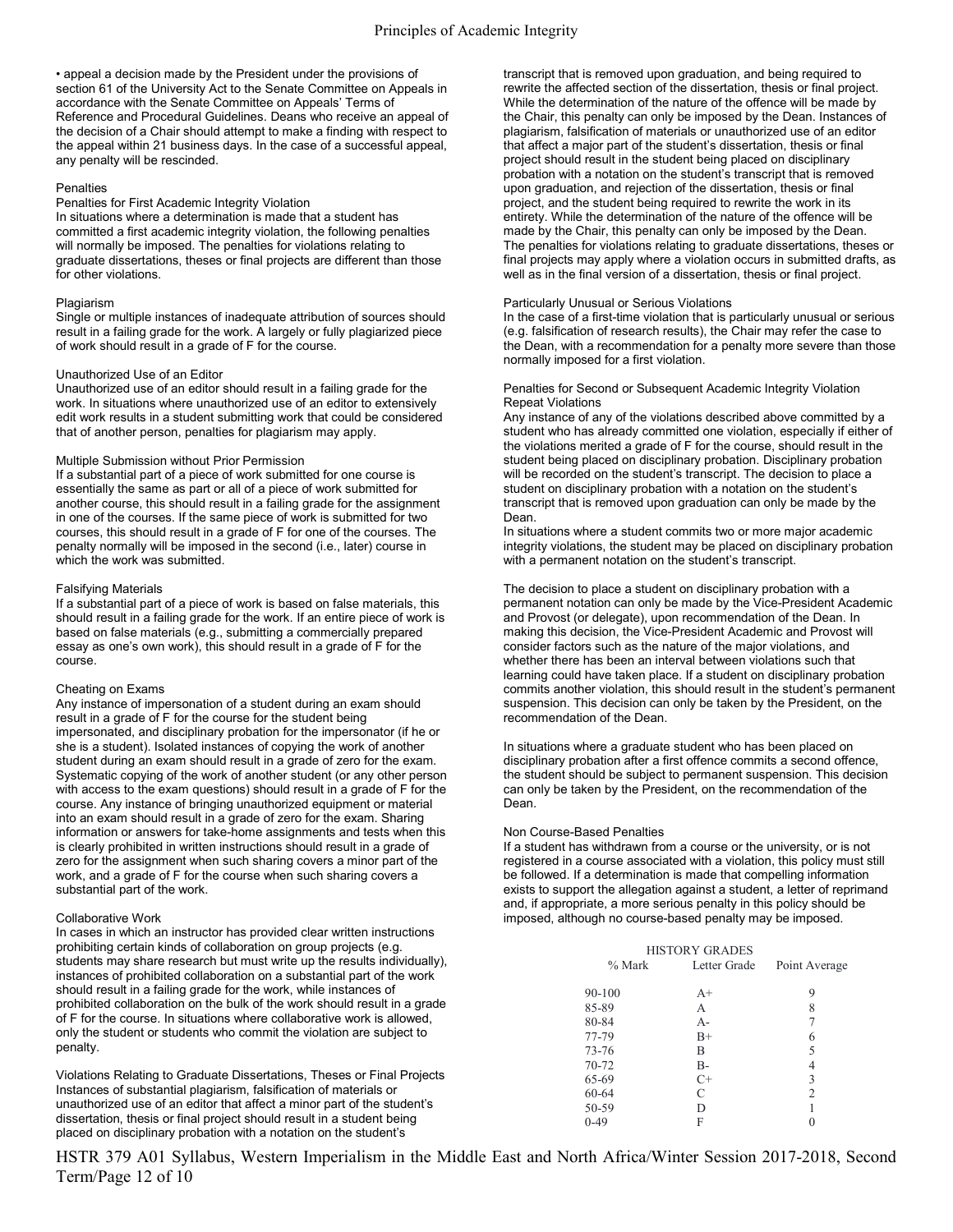• appeal a decision made by the President under the provisions of section 61 of the University Act to the Senate Committee on Appeals in accordance with the Senate Committee on Appeals' Terms of Reference and Procedural Guidelines. Deans who receive an appeal of the decision of a Chair should attempt to make a finding with respect to the appeal within 21 business days. In the case of a successful appeal, any penalty will be rescinded.

## Penalties

### Penalties for First Academic Integrity Violation

In situations where a determination is made that a student has committed a first academic integrity violation, the following penalties will normally be imposed. The penalties for violations relating to graduate dissertations, theses or final projects are different than those for other violations.

#### Plagiarism

Single or multiple instances of inadequate attribution of sources should result in a failing grade for the work. A largely or fully plagiarized piece of work should result in a grade of F for the course.

#### Unauthorized Use of an Editor

Unauthorized use of an editor should result in a failing grade for the work. In situations where unauthorized use of an editor to extensively edit work results in a student submitting work that could be considered that of another person, penalties for plagiarism may apply.

#### Multiple Submission without Prior Permission

If a substantial part of a piece of work submitted for one course is essentially the same as part or all of a piece of work submitted for another course, this should result in a failing grade for the assignment in one of the courses. If the same piece of work is submitted for two courses, this should result in a grade of F for one of the courses. The penalty normally will be imposed in the second (i.e., later) course in which the work was submitted.

#### Falsifying Materials

If a substantial part of a piece of work is based on false materials, this should result in a failing grade for the work. If an entire piece of work is based on false materials (e.g., submitting a commercially prepared essay as one's own work), this should result in a grade of F for the course.

#### Cheating on Exams

Any instance of impersonation of a student during an exam should result in a grade of F for the course for the student being impersonated, and disciplinary probation for the impersonator (if he or she is a student). Isolated instances of copying the work of another student during an exam should result in a grade of zero for the exam. Systematic copying of the work of another student (or any other person with access to the exam questions) should result in a grade of F for the course. Any instance of bringing unauthorized equipment or material into an exam should result in a grade of zero for the exam. Sharing information or answers for take-home assignments and tests when this is clearly prohibited in written instructions should result in a grade of zero for the assignment when such sharing covers a minor part of the work, and a grade of F for the course when such sharing covers a substantial part of the work.

#### Collaborative Work

In cases in which an instructor has provided clear written instructions prohibiting certain kinds of collaboration on group projects (e.g. students may share research but must write up the results individually), instances of prohibited collaboration on a substantial part of the work should result in a failing grade for the work, while instances of prohibited collaboration on the bulk of the work should result in a grade of F for the course. In situations where collaborative work is allowed, only the student or students who commit the violation are subject to penalty.

#### Violations Relating to Graduate Dissertations, Theses or Final Projects

Instances of substantial plagiarism, falsification of materials or unauthorized use of an editor that affect a minor part of the student's dissertation, thesis or final project should result in a student being placed on disciplinary probation with a notation on the student's transcript that is removed upon graduation, and being required to rewrite the affected section of the dissertation, thesis or final project. While the determination of the nature of the offence will be made by the Chair, this penalty can only be imposed by the Dean. Instances of plagiarism, falsification of materials or unauthorized use of an editor that affect a major part of the student's dissertation, thesis or final project should result in the student being placed on disciplinary probation with a notation on the student's transcript that is removed upon graduation, and rejection of the dissertation, thesis or final project, and the student being required to rewrite the work in its entirety. While the determination of the nature of the offence will be made by the Chair, this penalty can only be imposed by the Dean. The penalties for violations relating to graduate dissertations, theses or final projects may apply where a violation occurs in submitted drafts, as well as in the final version of a dissertation, thesis or final project.

#### Particularly Unusual or Serious Violations

In the case of a first-time violation that is particularly unusual or serious (e.g. falsification of research results), the Chair may refer the case to the Dean, with a recommendation for a penalty more severe than those normally imposed for a first violation.

### Penalties for Second or Subsequent Academic Integrity Violation

#### Repeat Violations

Any instance of any of the violations described above committed by a student who has already committed one violation, especially if either of the violations merited a grade of F for the course, should result in the student being placed on disciplinary probation. Disciplinary probation will be recorded on the student's transcript. The decision to place a student on disciplinary probation with a notation on the student's transcript that is removed upon graduation can only be made by the Dean.

In situations where a student commits two or more major academic integrity violations, the student may be placed on disciplinary probation with a permanent notation on the student's transcript.

The decision to place a student on disciplinary probation with a permanent notation can only be made by the Vice-President Academic and Provost (or delegate), upon recommendation of the Dean. In making this decision, the Vice-President Academic and Provost will consider factors such as the nature of the major violations, and whether there has been an interval between violations such that learning could have taken place. If a student on disciplinary probation commits another violation, this should result in the student's permanent suspension. This decision can only be taken by the President, on the recommendation of the Dean.

In situations where a graduate student who has been placed on disciplinary probation after a first offence commits a second offence, the student should be subject to permanent suspension. This decision can only be taken by the President, on the recommendation of the Dean.

#### Non Course-Based Penalties

If a student has withdrawn from a course or the university, or is not registered in a course associated with a violation, this policy must still be followed. If a determination is made that compelling information exists to support the allegation against a student, a letter of reprimand and, if appropriate, a more serious penalty in this policy should be imposed, although no course-based penalty may be imposed.

**HISTORY GRADES**

| % Mark | Letter Grade | Point Average |
|---|---|---|
| 90-100 | A+ | 9 |
| 85-89 | A | 8 |
| 80-84 | A- | 7 |
| 77-79 | B+ | 6 |
| 73-76 | B | 5 |
| 70-72 | B- | 4 |
| 65-69 | C+ | 3 |
| 60-64 | C | 2 |
| 50-59 | D | 1 |
| 0-49 | F | 0 |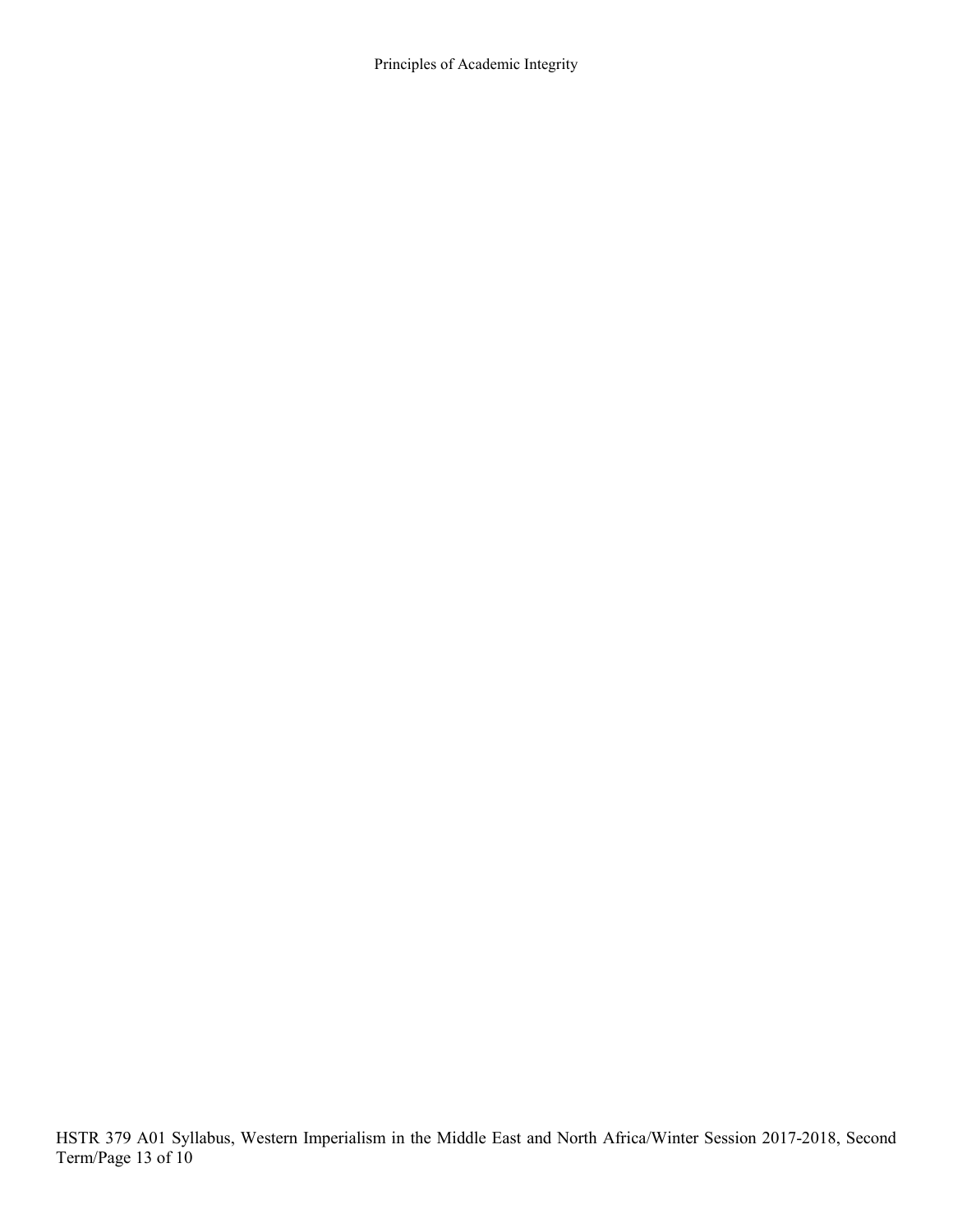Principles of Academic Integrity